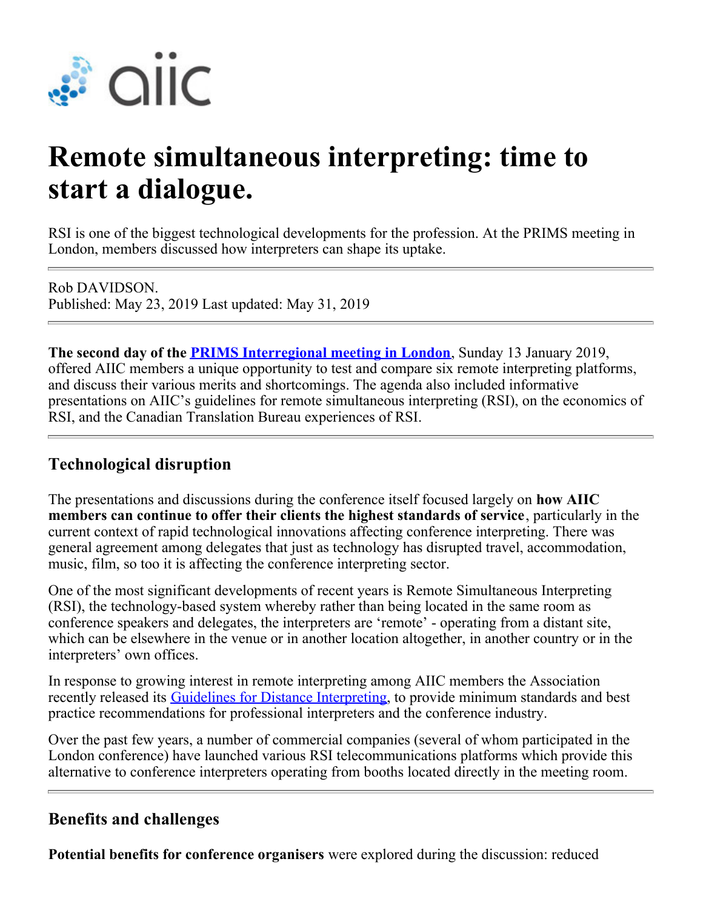# Remote simultaneous interpreting: time to start a dialogue.

RSI is one of the biggest technological developments for the profession. At the PRIMS meeting in London, members discussed how interpreters can shape its uptake.

---

Rob DAVIDSON.
Published: May 23, 2019 Last updated: May 31, 2019

---

**The second day of the [PRIMS Interregional meeting in London](PRIMS Interregional meeting in London)**, Sunday 13 January 2019, offered AIIC members a unique opportunity to test and compare six remote interpreting platforms, and discuss their various merits and shortcomings. The agenda also included informative presentations on AIIC's guidelines for remote simultaneous interpreting (RSI), on the economics of RSI, and the Canadian Translation Bureau experiences of RSI.

---

## Technological disruption

The presentations and discussions during the conference itself focused largely on **how AIIC members can continue to offer their clients the highest standards of service**, particularly in the current context of rapid technological innovations affecting conference interpreting. There was general agreement among delegates that just as technology has disrupted travel, accommodation, music, film, so too it is affecting the conference interpreting sector.

One of the most significant developments of recent years is Remote Simultaneous Interpreting (RSI), the technology-based system whereby rather than being located in the same room as conference speakers and delegates, the interpreters are 'remote' - operating from a distant site, which can be elsewhere in the venue or in another location altogether, in another country or in the interpreters' own offices.

In response to growing interest in remote interpreting among AIIC members the Association recently released its [Guidelines for Distance Interpreting](Guidelines for Distance Interpreting), to provide minimum standards and best practice recommendations for professional interpreters and the conference industry.

Over the past few years, a number of commercial companies (several of whom participated in the London conference) have launched various RSI telecommunications platforms which provide this alternative to conference interpreters operating from booths located directly in the meeting room.

---

## Benefits and challenges

**Potential benefits for conference organisers** were explored during the discussion: reduced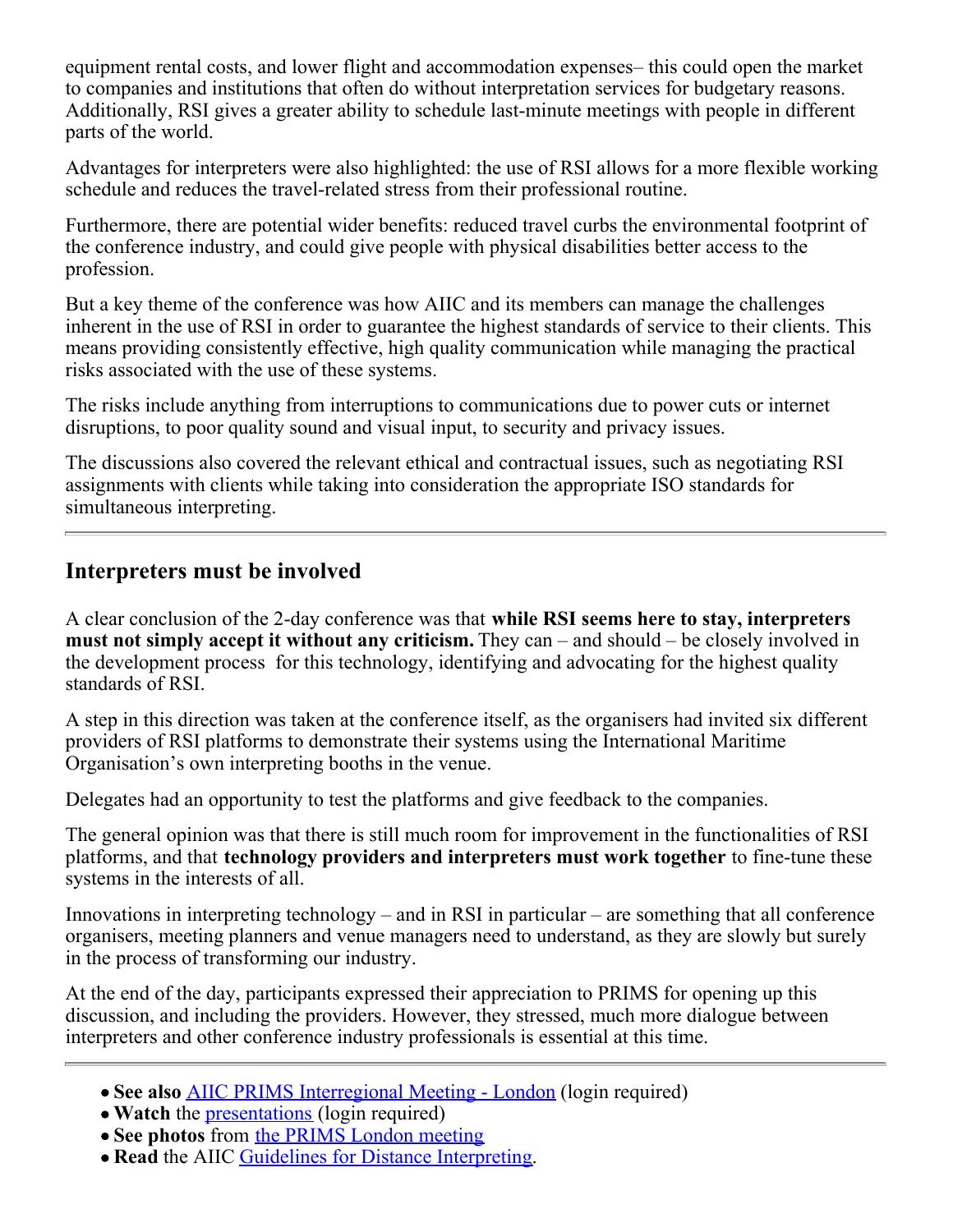equipment rental costs, and lower flight and accommodation expenses– this could open the market to companies and institutions that often do without interpretation services for budgetary reasons. Additionally, RSI gives a greater ability to schedule last-minute meetings with people in different parts of the world.

Advantages for interpreters were also highlighted: the use of RSI allows for a more flexible working schedule and reduces the travel-related stress from their professional routine.

Furthermore, there are potential wider benefits: reduced travel curbs the environmental footprint of the conference industry, and could give people with physical disabilities better access to the profession.

But a key theme of the conference was how AIIC and its members can manage the challenges inherent in the use of RSI in order to guarantee the highest standards of service to their clients. This means providing consistently effective, high quality communication while managing the practical risks associated with the use of these systems.

The risks include anything from interruptions to communications due to power cuts or internet disruptions, to poor quality sound and visual input, to security and privacy issues.

The discussions also covered the relevant ethical and contractual issues, such as negotiating RSI assignments with clients while taking into consideration the appropriate ISO standards for simultaneous interpreting.

---

## Interpreters must be involved

A clear conclusion of the 2-day conference was that **while RSI seems here to stay, interpreters must not simply accept it without any criticism.** They can – and should – be closely involved in the development process for this technology, identifying and advocating for the highest quality standards of RSI.

A step in this direction was taken at the conference itself, as the organisers had invited six different providers of RSI platforms to demonstrate their systems using the International Maritime Organisation's own interpreting booths in the venue.

Delegates had an opportunity to test the platforms and give feedback to the companies.

The general opinion was that there is still much room for improvement in the functionalities of RSI platforms, and that **technology providers and interpreters must work together** to fine-tune these systems in the interests of all.

Innovations in interpreting technology – and in RSI in particular – are something that all conference organisers, meeting planners and venue managers need to understand, as they are slowly but surely in the process of transforming our industry.

At the end of the day, participants expressed their appreciation to PRIMS for opening up this discussion, and including the providers. However, they stressed, much more dialogue between interpreters and other conference industry professionals is essential at this time.

---

- **See also** AIIC PRIMS Interregional Meeting - London (login required)
- **Watch** the presentations (login required)
- **See photos** from the PRIMS London meeting
- **Read** the AIIC Guidelines for Distance Interpreting.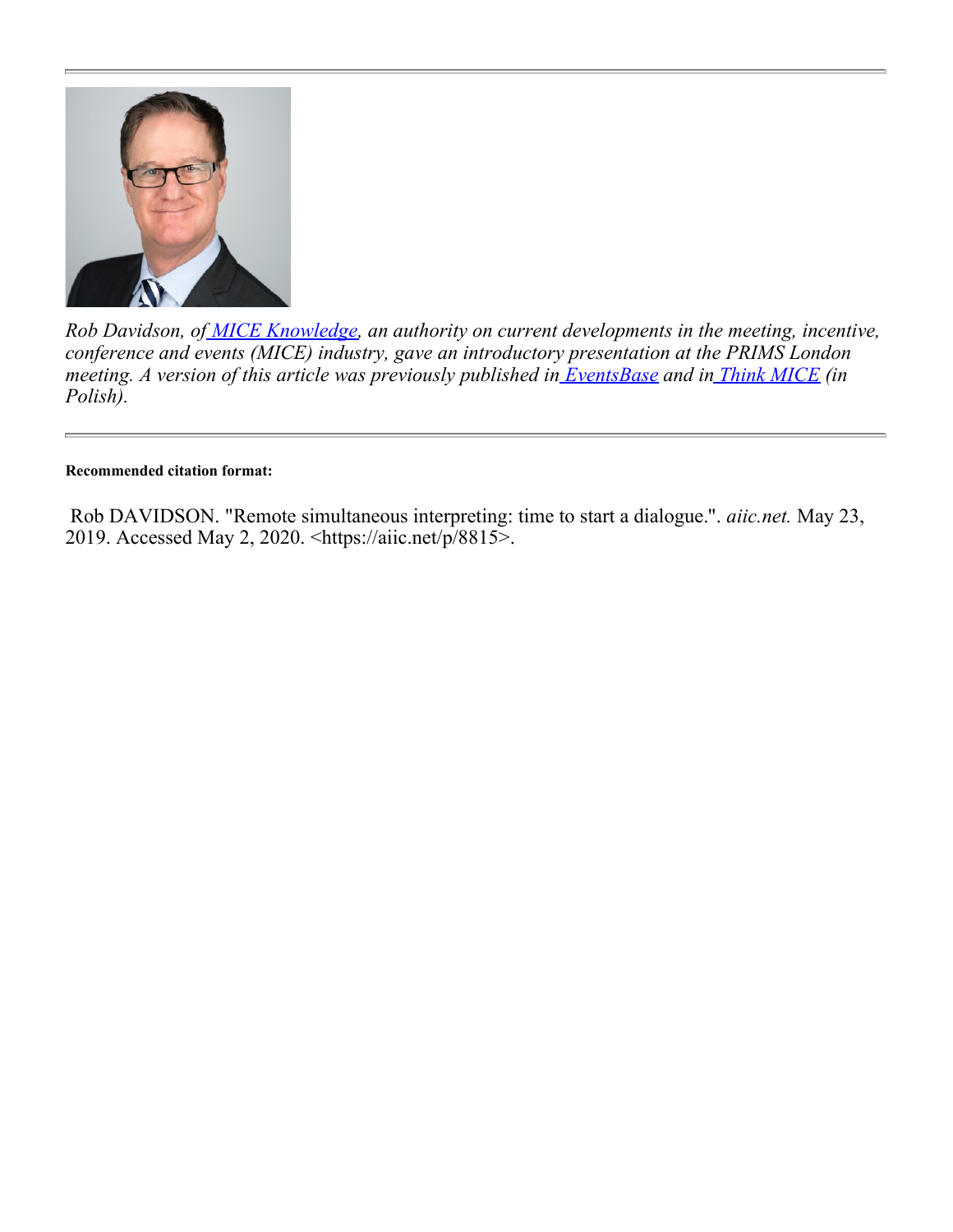---

*Rob Davidson, of MICE Knowledge, an authority on current developments in the meeting, incentive, conference and events (MICE) industry, gave an introductory presentation at the PRIMS London meeting. A version of this article was previously published in EventsBase and in Think MICE (in Polish).*

---

**Recommended citation format:**

Rob DAVIDSON. "Remote simultaneous interpreting: time to start a dialogue.". *aiic.net.* May 23, 2019. Accessed May 2, 2020. <https://aiic.net/p/8815>.